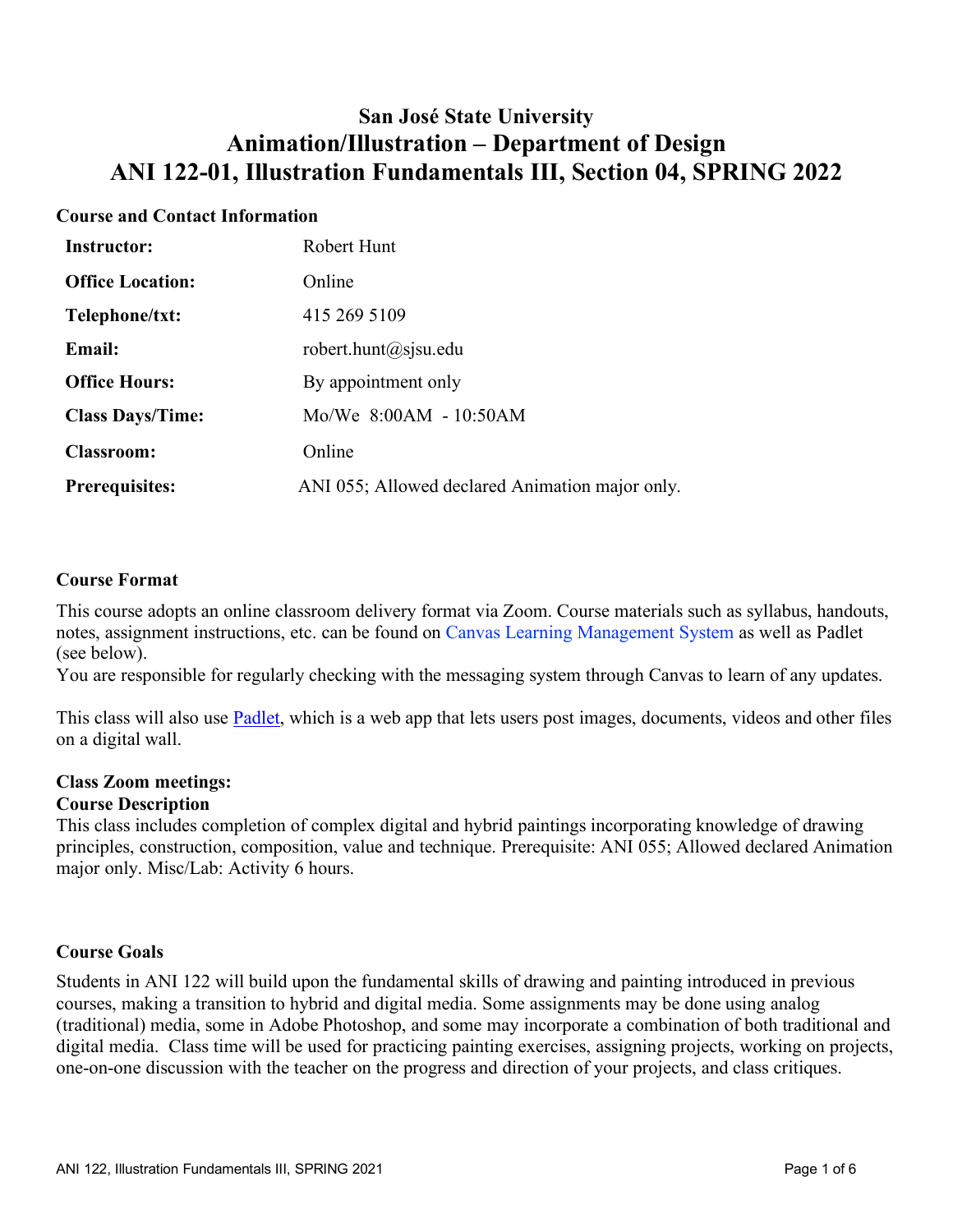# San José State University
# Animation/Illustration – Department of Design
# ANI 122-01, Illustration Fundamentals III, Section 04, SPRING 2022

## Course and Contact Information

| | |
|---|---|
| **Instructor:** | Robert Hunt |
| **Office Location:** | Online |
| **Telephone/txt:** | 415 269 5109 |
| **Email:** | robert.hunt@sjsu.edu |
| **Office Hours:** | By appointment only |
| **Class Days/Time:** | Mo/We 8:00AM - 10:50AM |
| **Classroom:** | Online |
| **Prerequisites:** | ANI 055; Allowed declared Animation major only. |

## Course Format

This course adopts an online classroom delivery format via Zoom. Course materials such as syllabus, handouts, notes, assignment instructions, etc. can be found on Canvas Learning Management System as well as Padlet (see below).
You are responsible for regularly checking with the messaging system through Canvas to learn of any updates.

This class will also use Padlet, which is a web app that lets users post images, documents, videos and other files on a digital wall.

## Class Zoom meetings:

## Course Description

This class includes completion of complex digital and hybrid paintings incorporating knowledge of drawing principles, construction, composition, value and technique. Prerequisite: ANI 055; Allowed declared Animation major only. Misc/Lab: Activity 6 hours.

## Course Goals

Students in ANI 122 will build upon the fundamental skills of drawing and painting introduced in previous courses, making a transition to hybrid and digital media. Some assignments may be done using analog (traditional) media, some in Adobe Photoshop, and some may incorporate a combination of both traditional and digital media. Class time will be used for practicing painting exercises, assigning projects, working on projects, one-on-one discussion with the teacher on the progress and direction of your projects, and class critiques.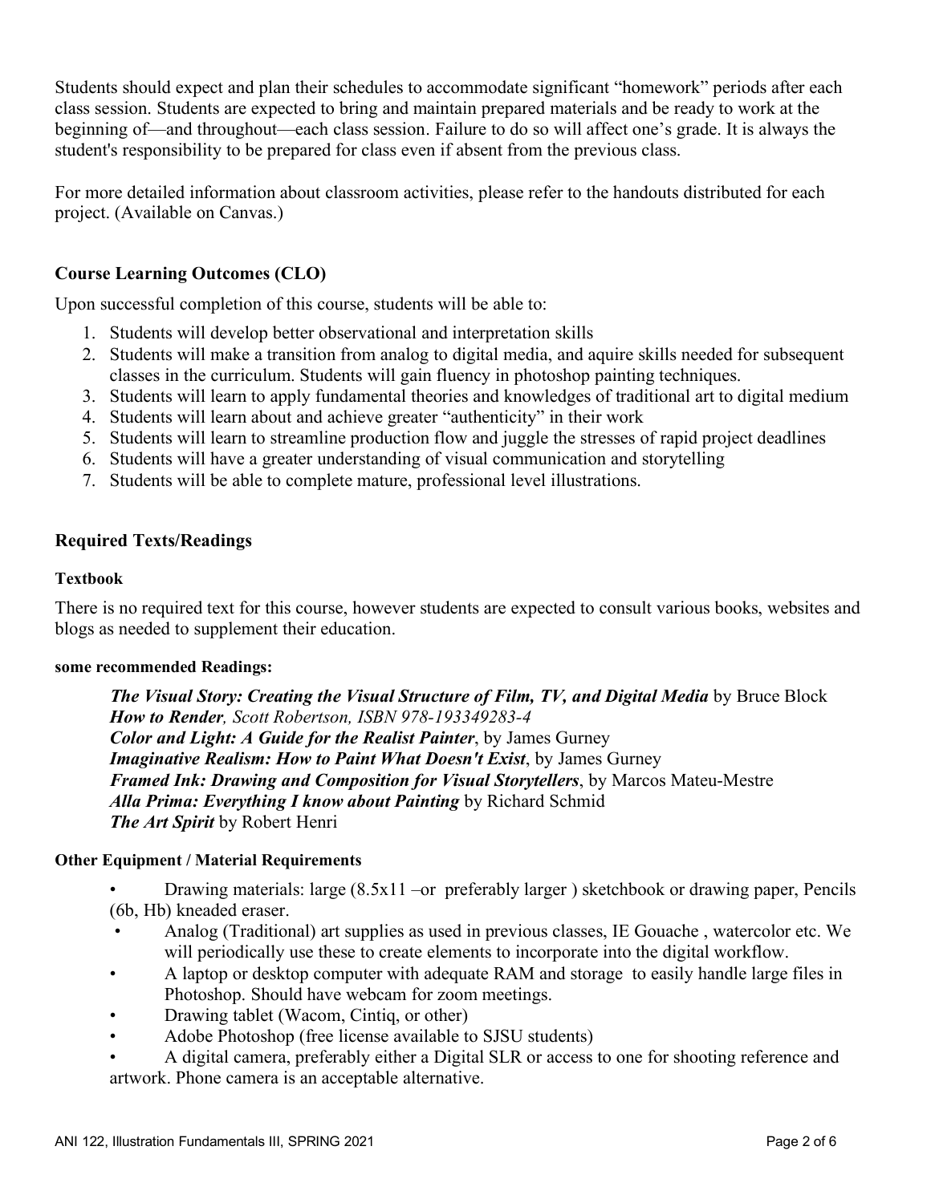Students should expect and plan their schedules to accommodate significant "homework" periods after each class session. Students are expected to bring and maintain prepared materials and be ready to work at the beginning of—and throughout—each class session. Failure to do so will affect one's grade. It is always the student's responsibility to be prepared for class even if absent from the previous class.

For more detailed information about classroom activities, please refer to the handouts distributed for each project. (Available on Canvas.)

## Course Learning Outcomes (CLO)

Upon successful completion of this course, students will be able to:

1. Students will develop better observational and interpretation skills
2. Students will make a transition from analog to digital media, and aquire skills needed for subsequent classes in the curriculum. Students will gain fluency in photoshop painting techniques.
3. Students will learn to apply fundamental theories and knowledges of traditional art to digital medium
4. Students will learn about and achieve greater "authenticity" in their work
5. Students will learn to streamline production flow and juggle the stresses of rapid project deadlines
6. Students will have a greater understanding of visual communication and storytelling
7. Students will be able to complete mature, professional level illustrations.

## Required Texts/Readings

### Textbook

There is no required text for this course, however students are expected to consult various books, websites and blogs as needed to supplement their education.

#### some recommended Readings:

***The Visual Story: Creating the Visual Structure of Film, TV, and Digital Media*** by Bruce Block
***How to Render****, Scott Robertson, ISBN 978-193349283-4*
***Color and Light: A Guide for the Realist Painter***, by James Gurney
***Imaginative Realism: How to Paint What Doesn't Exist***, by James Gurney
***Framed Ink: Drawing and Composition for Visual Storytellers***, by Marcos Mateu-Mestre
***Alla Prima: Everything I know about Painting*** by Richard Schmid
***The Art Spirit*** by Robert Henri

### Other Equipment / Material Requirements

- Drawing materials: large (8.5x11 –or preferably larger ) sketchbook or drawing paper, Pencils (6b, Hb) kneaded eraser.
- Analog (Traditional) art supplies as used in previous classes, IE Gouache , watercolor etc. We will periodically use these to create elements to incorporate into the digital workflow.
- A laptop or desktop computer with adequate RAM and storage to easily handle large files in Photoshop. Should have webcam for zoom meetings.
- Drawing tablet (Wacom, Cintiq, or other)
- Adobe Photoshop (free license available to SJSU students)
- A digital camera, preferably either a Digital SLR or access to one for shooting reference and artwork. Phone camera is an acceptable alternative.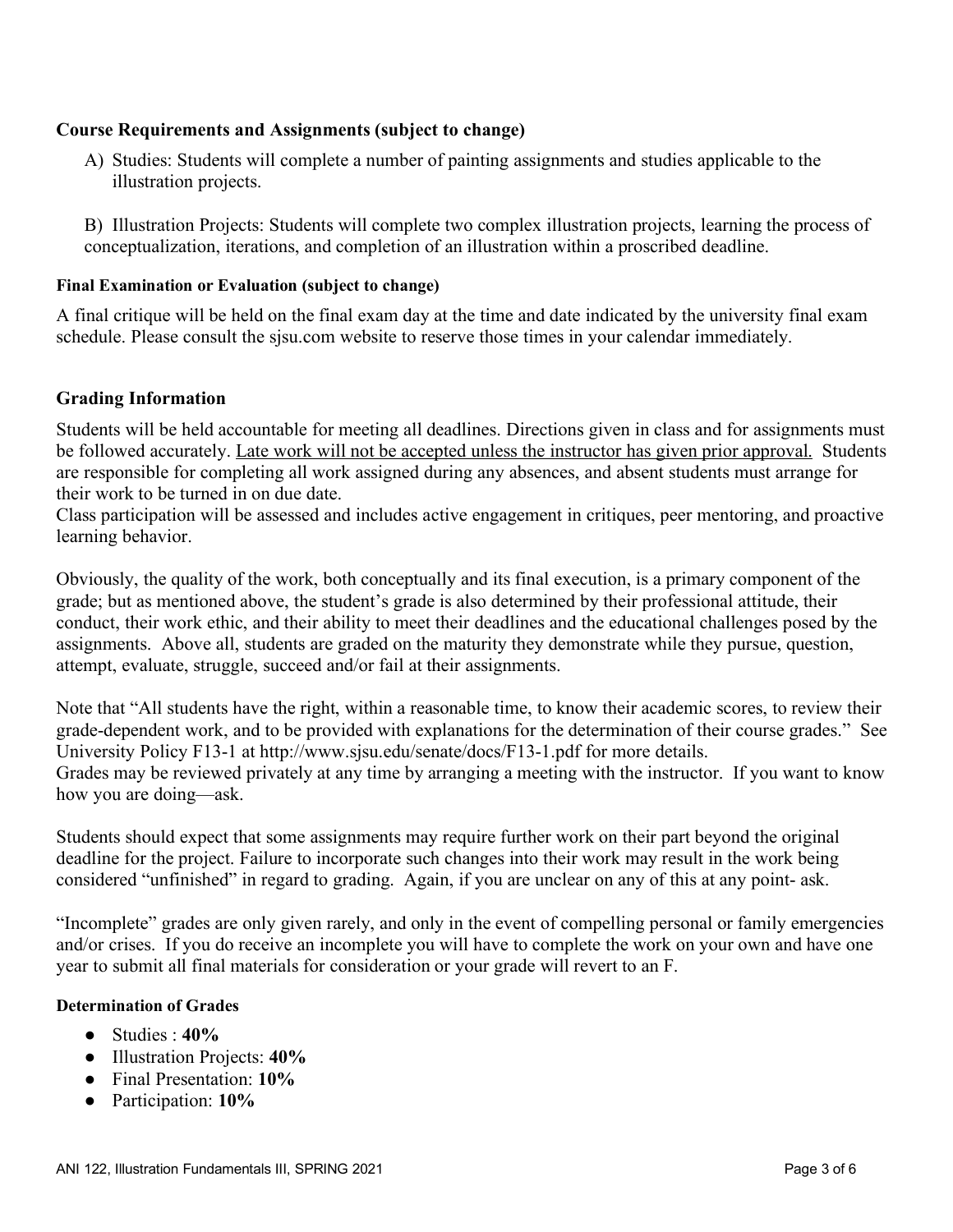### Course Requirements and Assignments (subject to change)

A) Studies: Students will complete a number of painting assignments and studies applicable to the illustration projects.

B) Illustration Projects: Students will complete two complex illustration projects, learning the process of conceptualization, iterations, and completion of an illustration within a proscribed deadline.

#### Final Examination or Evaluation (subject to change)

A final critique will be held on the final exam day at the time and date indicated by the university final exam schedule. Please consult the sjsu.com website to reserve those times in your calendar immediately.

### Grading Information

Students will be held accountable for meeting all deadlines. Directions given in class and for assignments must be followed accurately. <u>Late work will not be accepted unless the instructor has given prior approval.</u> Students are responsible for completing all work assigned during any absences, and absent students must arrange for their work to be turned in on due date.
Class participation will be assessed and includes active engagement in critiques, peer mentoring, and proactive learning behavior.

Obviously, the quality of the work, both conceptually and its final execution, is a primary component of the grade; but as mentioned above, the student's grade is also determined by their professional attitude, their conduct, their work ethic, and their ability to meet their deadlines and the educational challenges posed by the assignments. Above all, students are graded on the maturity they demonstrate while they pursue, question, attempt, evaluate, struggle, succeed and/or fail at their assignments.

Note that "All students have the right, within a reasonable time, to know their academic scores, to review their grade-dependent work, and to be provided with explanations for the determination of their course grades." See University Policy F13-1 at http://www.sjsu.edu/senate/docs/F13-1.pdf for more details.
Grades may be reviewed privately at any time by arranging a meeting with the instructor. If you want to know how you are doing—ask.

Students should expect that some assignments may require further work on their part beyond the original deadline for the project. Failure to incorporate such changes into their work may result in the work being considered "unfinished" in regard to grading. Again, if you are unclear on any of this at any point- ask.

"Incomplete" grades are only given rarely, and only in the event of compelling personal or family emergencies and/or crises. If you do receive an incomplete you will have to complete the work on your own and have one year to submit all final materials for consideration or your grade will revert to an F.

#### Determination of Grades

- Studies : **40%**
- Illustration Projects: **40%**
- Final Presentation: **10%**
- Participation: **10%**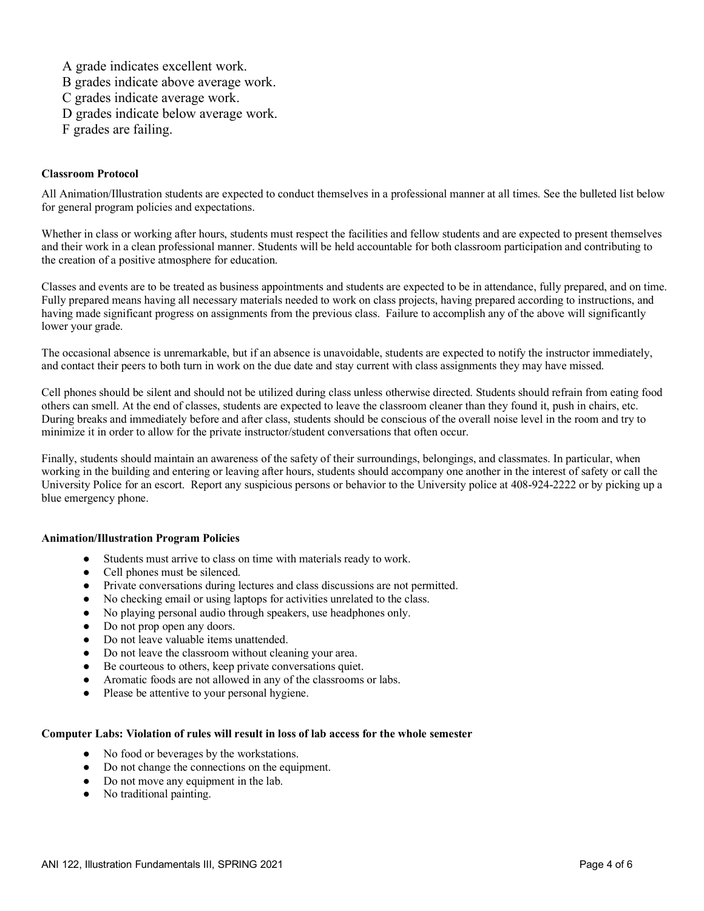A grade indicates excellent work.
B grades indicate above average work.
C grades indicate average work.
D grades indicate below average work.
F grades are failing.

**Classroom Protocol**

All Animation/Illustration students are expected to conduct themselves in a professional manner at all times. See the bulleted list below for general program policies and expectations.

Whether in class or working after hours, students must respect the facilities and fellow students and are expected to present themselves and their work in a clean professional manner. Students will be held accountable for both classroom participation and contributing to the creation of a positive atmosphere for education.

Classes and events are to be treated as business appointments and students are expected to be in attendance, fully prepared, and on time. Fully prepared means having all necessary materials needed to work on class projects, having prepared according to instructions, and having made significant progress on assignments from the previous class. Failure to accomplish any of the above will significantly lower your grade.

The occasional absence is unremarkable, but if an absence is unavoidable, students are expected to notify the instructor immediately, and contact their peers to both turn in work on the due date and stay current with class assignments they may have missed.

Cell phones should be silent and should not be utilized during class unless otherwise directed. Students should refrain from eating food others can smell. At the end of classes, students are expected to leave the classroom cleaner than they found it, push in chairs, etc. During breaks and immediately before and after class, students should be conscious of the overall noise level in the room and try to minimize it in order to allow for the private instructor/student conversations that often occur.

Finally, students should maintain an awareness of the safety of their surroundings, belongings, and classmates. In particular, when working in the building and entering or leaving after hours, students should accompany one another in the interest of safety or call the University Police for an escort. Report any suspicious persons or behavior to the University police at 408-924-2222 or by picking up a blue emergency phone.

**Animation/Illustration Program Policies**

- Students must arrive to class on time with materials ready to work.
- Cell phones must be silenced.
- Private conversations during lectures and class discussions are not permitted.
- No checking email or using laptops for activities unrelated to the class.
- No playing personal audio through speakers, use headphones only.
- Do not prop open any doors.
- Do not leave valuable items unattended.
- Do not leave the classroom without cleaning your area.
- Be courteous to others, keep private conversations quiet.
- Aromatic foods are not allowed in any of the classrooms or labs.
- Please be attentive to your personal hygiene.

**Computer Labs: Violation of rules will result in loss of lab access for the whole semester**

- No food or beverages by the workstations.
- Do not change the connections on the equipment.
- Do not move any equipment in the lab.
- No traditional painting.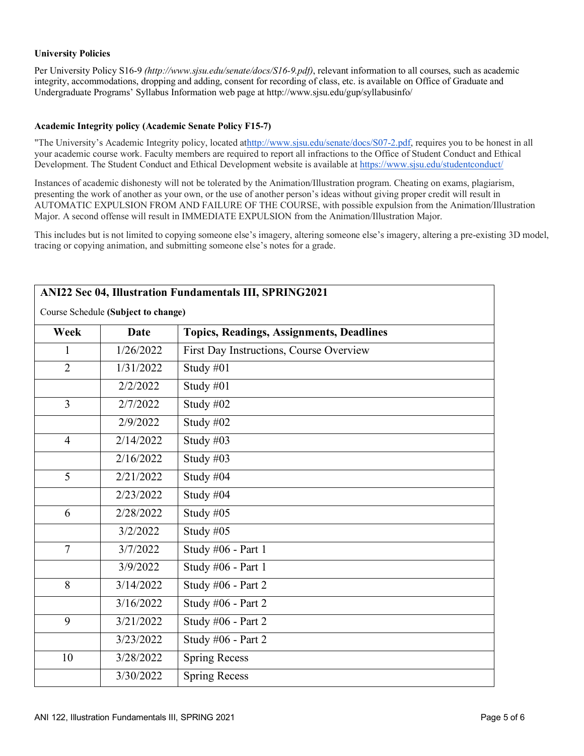**University Policies**

Per University Policy S16-9 *(http://www.sjsu.edu/senate/docs/S16-9.pdf)*, relevant information to all courses, such as academic integrity, accommodations, dropping and adding, consent for recording of class, etc. is available on Office of Graduate and Undergraduate Programs' Syllabus Information web page at http://www.sjsu.edu/gup/syllabusinfo/

**Academic Integrity policy (Academic Senate Policy F15-7)**

"The University's Academic Integrity policy, located athttp://www.sjsu.edu/senate/docs/S07-2.pdf, requires you to be honest in all your academic course work. Faculty members are required to report all infractions to the Office of Student Conduct and Ethical Development. The Student Conduct and Ethical Development website is available at https://www.sjsu.edu/studentconduct/

Instances of academic dishonesty will not be tolerated by the Animation/Illustration program. Cheating on exams, plagiarism, presenting the work of another as your own, or the use of another person's ideas without giving proper credit will result in AUTOMATIC EXPULSION FROM AND FAILURE OF THE COURSE, with possible expulsion from the Animation/Illustration Major. A second offense will result in IMMEDIATE EXPULSION from the Animation/Illustration Major.

This includes but is not limited to copying someone else's imagery, altering someone else's imagery, altering a pre-existing 3D model, tracing or copying animation, and submitting someone else's notes for a grade.

**ANI22 Sec 04, Illustration Fundamentals III, SPRING2021**

Course Schedule **(Subject to change)**

| Week | Date | Topics, Readings, Assignments, Deadlines |
|---|---|---|
| 1 | 1/26/2022 | First Day Instructions, Course Overview |
| 2 | 1/31/2022 | Study #01 |
| | 2/2/2022 | Study #01 |
| 3 | 2/7/2022 | Study #02 |
| | 2/9/2022 | Study #02 |
| 4 | 2/14/2022 | Study #03 |
| | 2/16/2022 | Study #03 |
| 5 | 2/21/2022 | Study #04 |
| | 2/23/2022 | Study #04 |
| 6 | 2/28/2022 | Study #05 |
| | 3/2/2022 | Study #05 |
| 7 | 3/7/2022 | Study #06 - Part 1 |
| | 3/9/2022 | Study #06 - Part 1 |
| 8 | 3/14/2022 | Study #06 - Part 2 |
| | 3/16/2022 | Study #06 - Part 2 |
| 9 | 3/21/2022 | Study #06 - Part 2 |
| | 3/23/2022 | Study #06 - Part 2 |
| 10 | 3/28/2022 | Spring Recess |
| | 3/30/2022 | Spring Recess |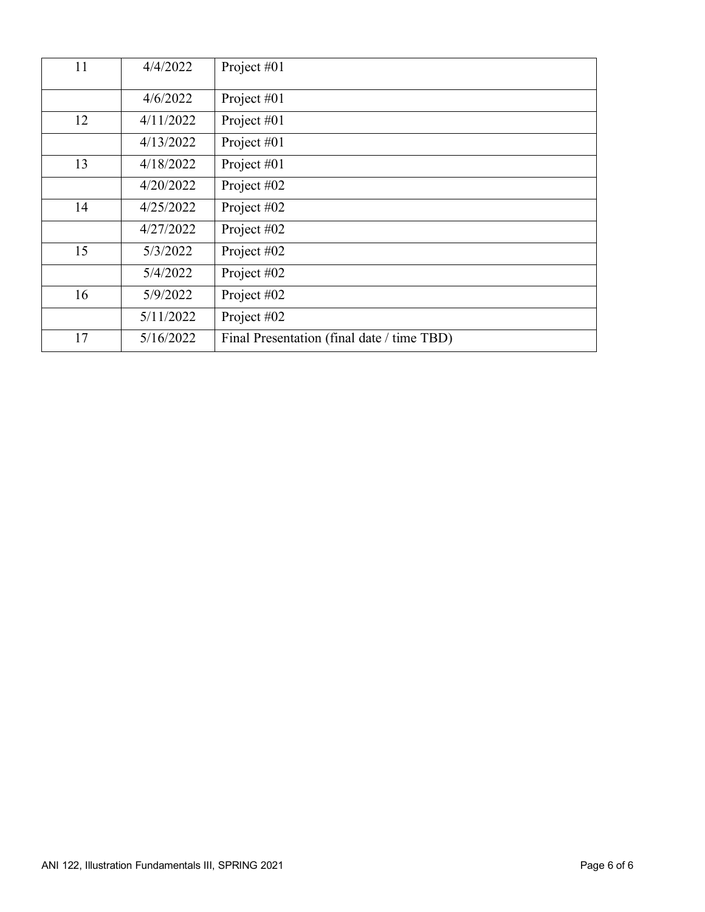| | | |
|---|---|---|
| 11 | 4/4/2022 | Project #01 |
| | 4/6/2022 | Project #01 |
| 12 | 4/11/2022 | Project #01 |
| | 4/13/2022 | Project #01 |
| 13 | 4/18/2022 | Project #01 |
| | 4/20/2022 | Project #02 |
| 14 | 4/25/2022 | Project #02 |
| | 4/27/2022 | Project #02 |
| 15 | 5/3/2022 | Project #02 |
| | 5/4/2022 | Project #02 |
| 16 | 5/9/2022 | Project #02 |
| | 5/11/2022 | Project #02 |
| 17 | 5/16/2022 | Final Presentation (final date / time TBD) |